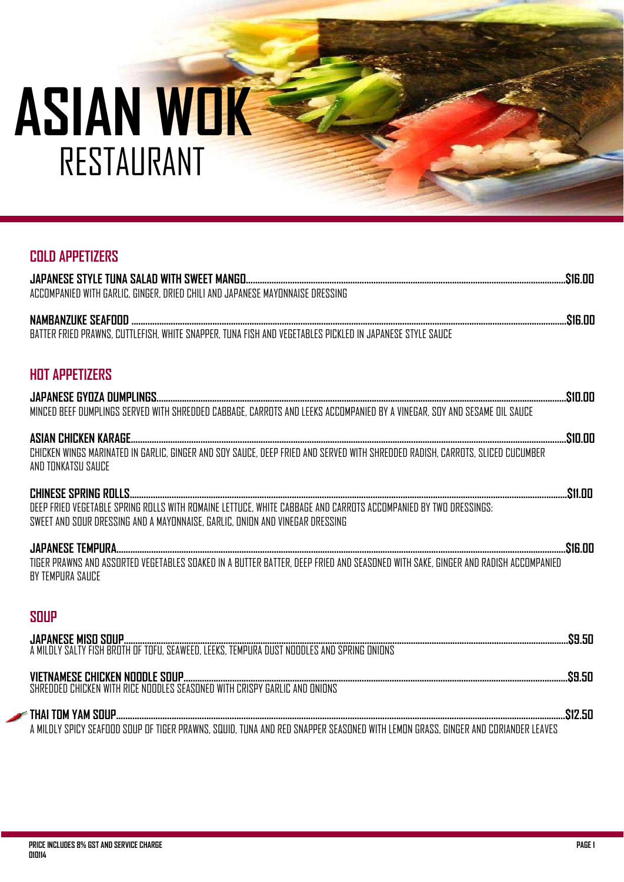# ASIAN WOK RESTAURANT

## COLD APPETIZERS

**JAPANESE STYLE TUNA SALAD WITH SWEET MANGO....................$16.00**
ACCOMPANIED WITH GARLIC, GINGER, DRIED CHILI AND JAPANESE MAYONNAISE DRESSING

**NAMBANZUKE SEAFOOD....................$16.00**
BATTER FRIED PRAWNS, CUTTLEFISH, WHITE SNAPPER, TUNA FISH AND VEGETABLES PICKLED IN JAPANESE STYLE SAUCE

## HOT APPETIZERS

**JAPANESE GYOZA DUMPLINGS....................$10.00**
MINCED BEEF DUMPLINGS SERVED WITH SHREDDED CABBAGE, CARROTS AND LEEKS ACCOMPANIED BY A VINEGAR, SOY AND SESAME OIL SAUCE

**ASIAN CHICKEN KARAGE....................$10.00**
CHICKEN WINGS MARINATED IN GARLIC, GINGER AND SOY SAUCE, DEEP FRIED AND SERVED WITH SHREDDED RADISH, CARROTS, SLICED CUCUMBER AND TONKATSU SAUCE

**CHINESE SPRING ROLLS....................$11.00**
DEEP FRIED VEGETABLE SPRING ROLLS WITH ROMAINE LETTUCE, WHITE CABBAGE AND CARROTS ACCOMPANIED BY TWO DRESSINGS:
SWEET AND SOUR DRESSING AND A MAYONNAISE, GARLIC, ONION AND VINEGAR DRESSING

**JAPANESE TEMPURA....................$16.00**
TIGER PRAWNS AND ASSORTED VEGETABLES SOAKED IN A BUTTER BATTER, DEEP FRIED AND SEASONED WITH SAKE, GINGER AND RADISH ACCOMPANIED BY TEMPURA SAUCE

## SOUP

**JAPANESE MISO SOUP....................$9.50**
A MILDLY SALTY FISH BROTH OF TOFU, SEAWEED, LEEKS, TEMPURA DUST NOODLES AND SPRING ONIONS

**VIETNAMESE CHICKEN NOODLE SOUP....................$9.50**
SHREDDED CHICKEN WITH RICE NOODLES SEASONED WITH CRISPY GARLIC AND ONIONS

**THAI TOM YAM SOUP....................$12.50**
A MILDLY SPICY SEAFOOD SOUP OF TIGER PRAWNS, SQUID, TUNA AND RED SNAPPER SEASONED WITH LEMON GRASS, GINGER AND CORIANDER LEAVES

**PRICE INCLUDES 8% GST AND SERVICE CHARGE**
**010114**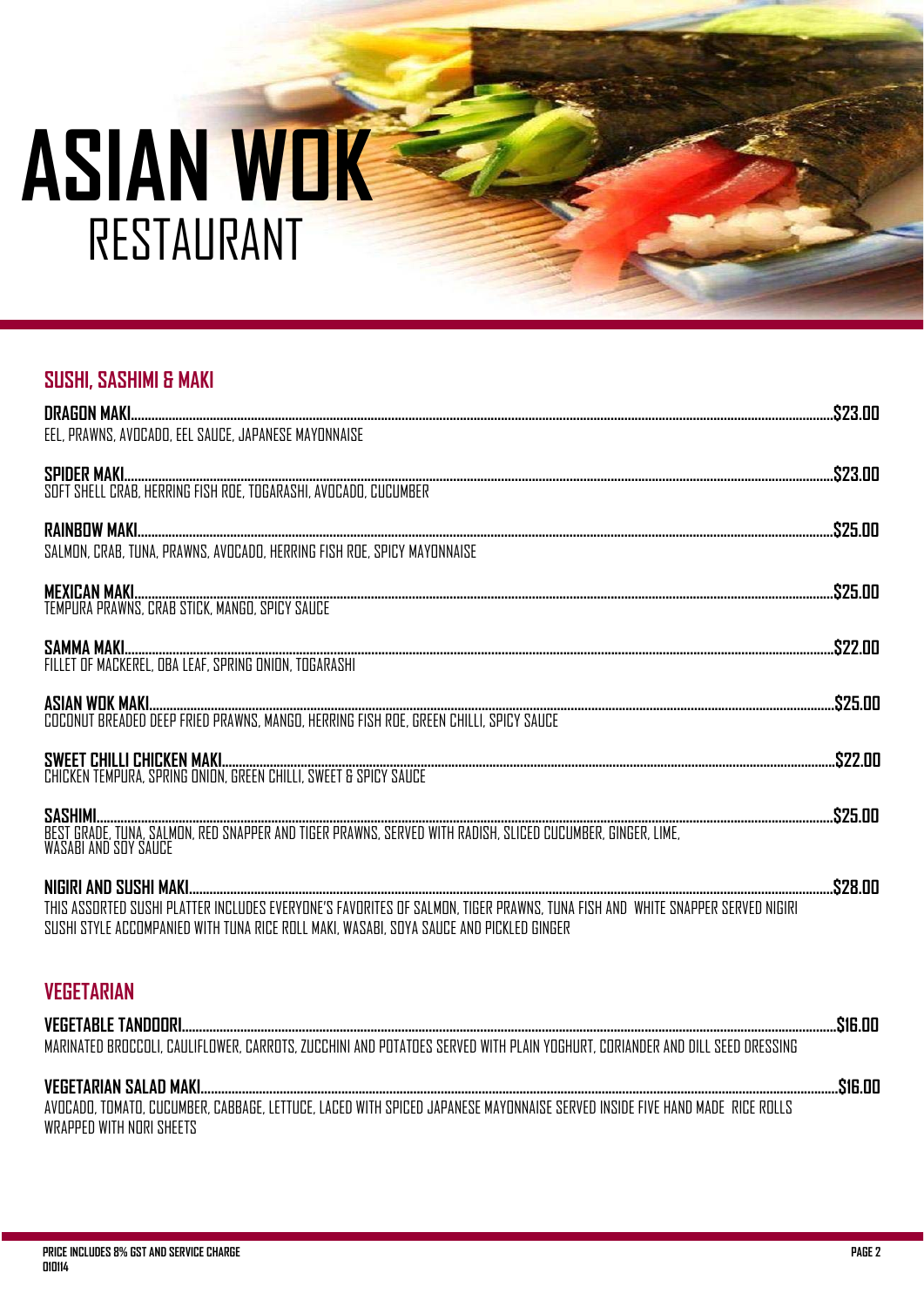# ASIAN WOK RESTAURANT

## SUSHI, SASHIMI & MAKI

**DRAGON MAKI** .......... **$23.00**
EEL, PRAWNS, AVOCADO, EEL SAUCE, JAPANESE MAYONNAISE

**SPIDER MAKI** .......... **$23.00**
SOFT SHELL CRAB, HERRING FISH ROE, TOGARASHI, AVOCADO, CUCUMBER

**RAINBOW MAKI** .......... **$25.00**
SALMON, CRAB, TUNA, PRAWNS, AVOCADO, HERRING FISH ROE, SPICY MAYONNAISE

**MEXICAN MAKI** .......... **$25.00**
TEMPURA PRAWNS, CRAB STICK, MANGO, SPICY SAUCE

**SAMMA MAKI** .......... **$22.00**
FILLET OF MACKEREL, OBA LEAF, SPRING ONION, TOGARASHI

**ASIAN WOK MAKI** .......... **$25.00**
COCONUT BREADED DEEP FRIED PRAWNS, MANGO, HERRING FISH ROE, GREEN CHILLI, SPICY SAUCE

**SWEET CHILLI CHICKEN MAKI** .......... **$22.00**
CHICKEN TEMPURA, SPRING ONION, GREEN CHILLI, SWEET & SPICY SAUCE

**SASHIMI** .......... **$25.00**
BEST GRADE, TUNA, SALMON, RED SNAPPER AND TIGER PRAWNS, SERVED WITH RADISH, SLICED CUCUMBER, GINGER, LIME, WASABI AND SOY SAUCE

**NIGIRI AND SUSHI MAKI** .......... **$28.00**
THIS ASSORTED SUSHI PLATTER INCLUDES EVERYONE'S FAVORITES OF SALMON, TIGER PRAWNS, TUNA FISH AND WHITE SNAPPER SERVED NIGIRI SUSHI STYLE ACCOMPANIED WITH TUNA RICE ROLL MAKI, WASABI, SOYA SAUCE AND PICKLED GINGER

## VEGETARIAN

**VEGETABLE TANDOORI** .......... **$16.00**
MARINATED BROCCOLI, CAULIFLOWER, CARROTS, ZUCCHINI AND POTATOES SERVED WITH PLAIN YOGHURT, CORIANDER AND DILL SEED DRESSING

**VEGETARIAN SALAD MAKI** .......... **$16.00**
AVOCADO, TOMATO, CUCUMBER, CABBAGE, LETTUCE, LACED WITH SPICED JAPANESE MAYONNAISE SERVED INSIDE FIVE HAND MADE RICE ROLLS WRAPPED WITH NORI SHEETS

**PRICE INCLUDES 8% GST AND SERVICE CHARGE**
**010114**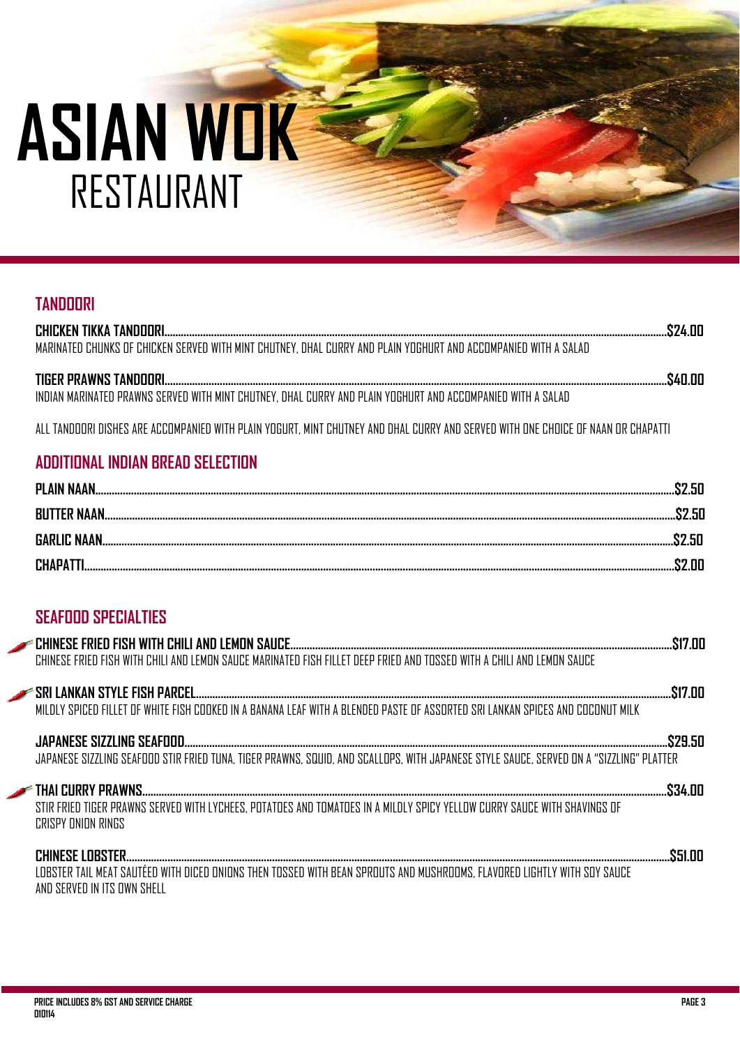# ASIAN WOK
## RESTAURANT

### TANDOORI

**CHICKEN TIKKA TANDOORI** ........ **$24.00**
MARINATED CHUNKS OF CHICKEN SERVED WITH MINT CHUTNEY, DHAL CURRY AND PLAIN YOGHURT AND ACCOMPANIED WITH A SALAD

**TIGER PRAWNS TANDOORI** ........ **$40.00**
INDIAN MARINATED PRAWNS SERVED WITH MINT CHUTNEY, DHAL CURRY AND PLAIN YOGHURT AND ACCOMPANIED WITH A SALAD

ALL TANDOORI DISHES ARE ACCOMPANIED WITH PLAIN YOGURT, MINT CHUTNEY AND DHAL CURRY AND SERVED WITH ONE CHOICE OF NAAN OR CHAPATTI

### ADDITIONAL INDIAN BREAD SELECTION

**PLAIN NAAN** ........ **$2.50**

**BUTTER NAAN** ........ **$2.50**

**GARLIC NAAN** ........ **$2.50**

**CHAPATTI** ........ **$2.00**

### SEAFOOD SPECIALTIES

**CHINESE FRIED FISH WITH CHILI AND LEMON SAUCE** ........ **$17.00**
CHINESE FRIED FISH WITH CHILI AND LEMON SAUCE MARINATED FISH FILLET DEEP FRIED AND TOSSED WITH A CHILI AND LEMON SAUCE

**SRI LANKAN STYLE FISH PARCEL** ........ **$17.00**
MILDLY SPICED FILLET OF WHITE FISH COOKED IN A BANANA LEAF WITH A BLENDED PASTE OF ASSORTED SRI LANKAN SPICES AND COCONUT MILK

**JAPANESE SIZZLING SEAFOOD** ........ **$29.50**
JAPANESE SIZZLING SEAFOOD STIR FRIED TUNA, TIGER PRAWNS, SQUID, AND SCALLOPS, WITH JAPANESE STYLE SAUCE, SERVED ON A "SIZZLING" PLATTER

**THAI CURRY PRAWNS** ........ **$34.00**
STIR FRIED TIGER PRAWNS SERVED WITH LYCHEES, POTATOES AND TOMATOES IN A MILDLY SPICY YELLOW CURRY SAUCE WITH SHAVINGS OF CRISPY ONION RINGS

**CHINESE LOBSTER** ........ **$51.00**
LOBSTER TAIL MEAT SAUTÉED WITH DICED ONIONS THEN TOSSED WITH BEAN SPROUTS AND MUSHROOMS, FLAVORED LIGHTLY WITH SOY SAUCE AND SERVED IN ITS OWN SHELL

**PRICE INCLUDES 8% GST AND SERVICE CHARGE**
**010114**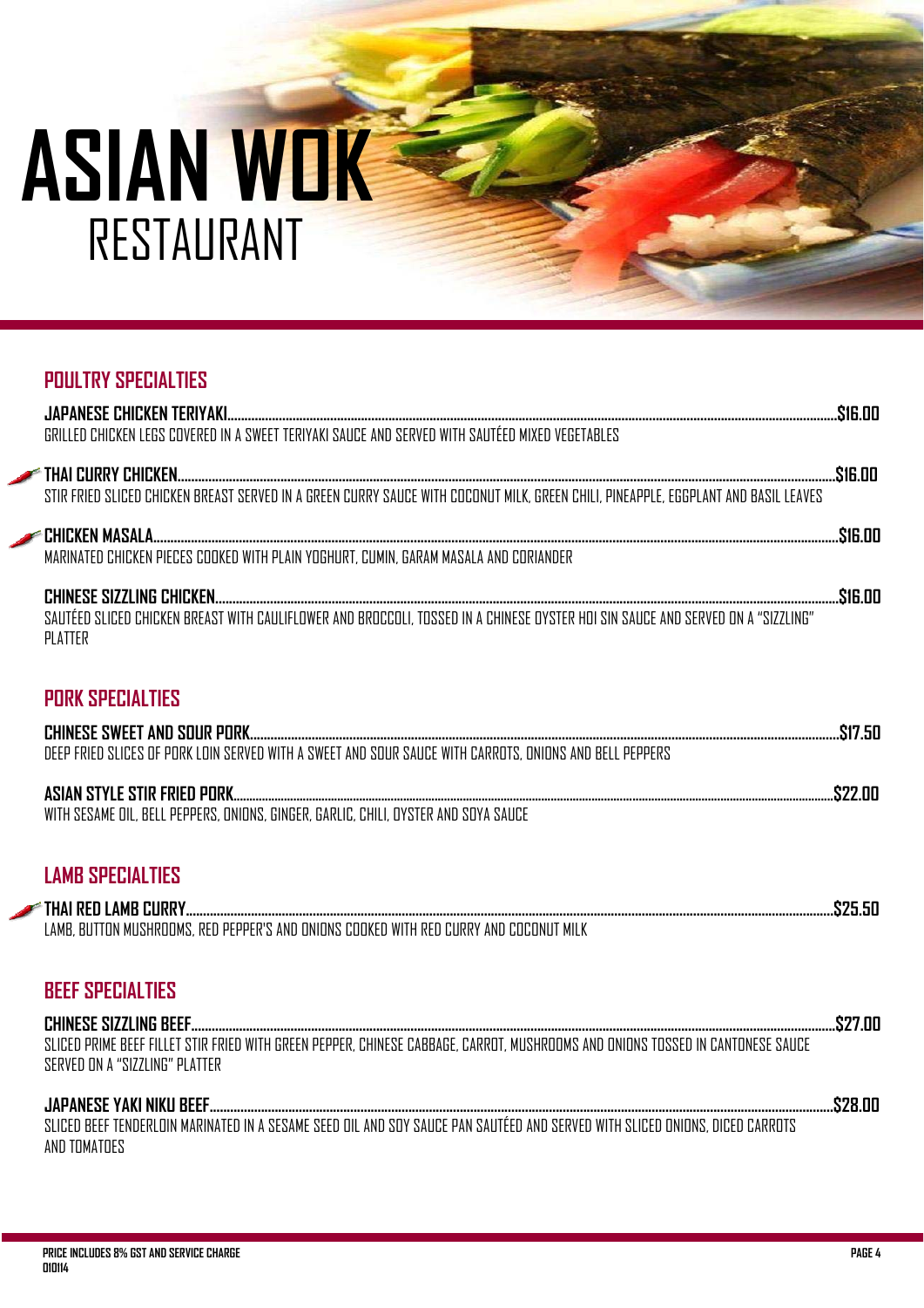# ASIAN WOK
## RESTAURANT

### POULTRY SPECIALTIES

**JAPANESE CHICKEN TERIYAKI** ..... $16.00
GRILLED CHICKEN LEGS COVERED IN A SWEET TERIYAKI SAUCE AND SERVED WITH SAUTÉED MIXED VEGETABLES

**THAI CURRY CHICKEN** ..... $16.00
STIR FRIED SLICED CHICKEN BREAST SERVED IN A GREEN CURRY SAUCE WITH COCONUT MILK, GREEN CHILI, PINEAPPLE, EGGPLANT AND BASIL LEAVES

**CHICKEN MASALA** ..... $16.00
MARINATED CHICKEN PIECES COOKED WITH PLAIN YOGHURT, CUMIN, GARAM MASALA AND CORIANDER

**CHINESE SIZZLING CHICKEN** ..... $16.00
SAUTÉED SLICED CHICKEN BREAST WITH CAULIFLOWER AND BROCCOLI, TOSSED IN A CHINESE OYSTER HOI SIN SAUCE AND SERVED ON A "SIZZLING" PLATTER

### PORK SPECIALTIES

**CHINESE SWEET AND SOUR PORK** ..... $17.50
DEEP FRIED SLICES OF PORK LOIN SERVED WITH A SWEET AND SOUR SAUCE WITH CARROTS, ONIONS AND BELL PEPPERS

**ASIAN STYLE STIR FRIED PORK** ..... $22.00
WITH SESAME OIL, BELL PEPPERS, ONIONS, GINGER, GARLIC, CHILI, OYSTER AND SOYA SAUCE

### LAMB SPECIALTIES

**THAI RED LAMB CURRY** ..... $25.50
LAMB, BUTTON MUSHROOMS, RED PEPPER'S AND ONIONS COOKED WITH RED CURRY AND COCONUT MILK

### BEEF SPECIALTIES

**CHINESE SIZZLING BEEF** ..... $27.00
SLICED PRIME BEEF FILLET STIR FRIED WITH GREEN PEPPER, CHINESE CABBAGE, CARROT, MUSHROOMS AND ONIONS TOSSED IN CANTONESE SAUCE SERVED ON A "SIZZLING" PLATTER

**JAPANESE YAKI NIKU BEEF** ..... $28.00
SLICED BEEF TENDERLOIN MARINATED IN A SESAME SEED OIL AND SOY SAUCE PAN SAUTÉED AND SERVED WITH SLICED ONIONS, DICED CARROTS AND TOMATOES

**PRICE INCLUDES 8% GST AND SERVICE CHARGE**
**010114**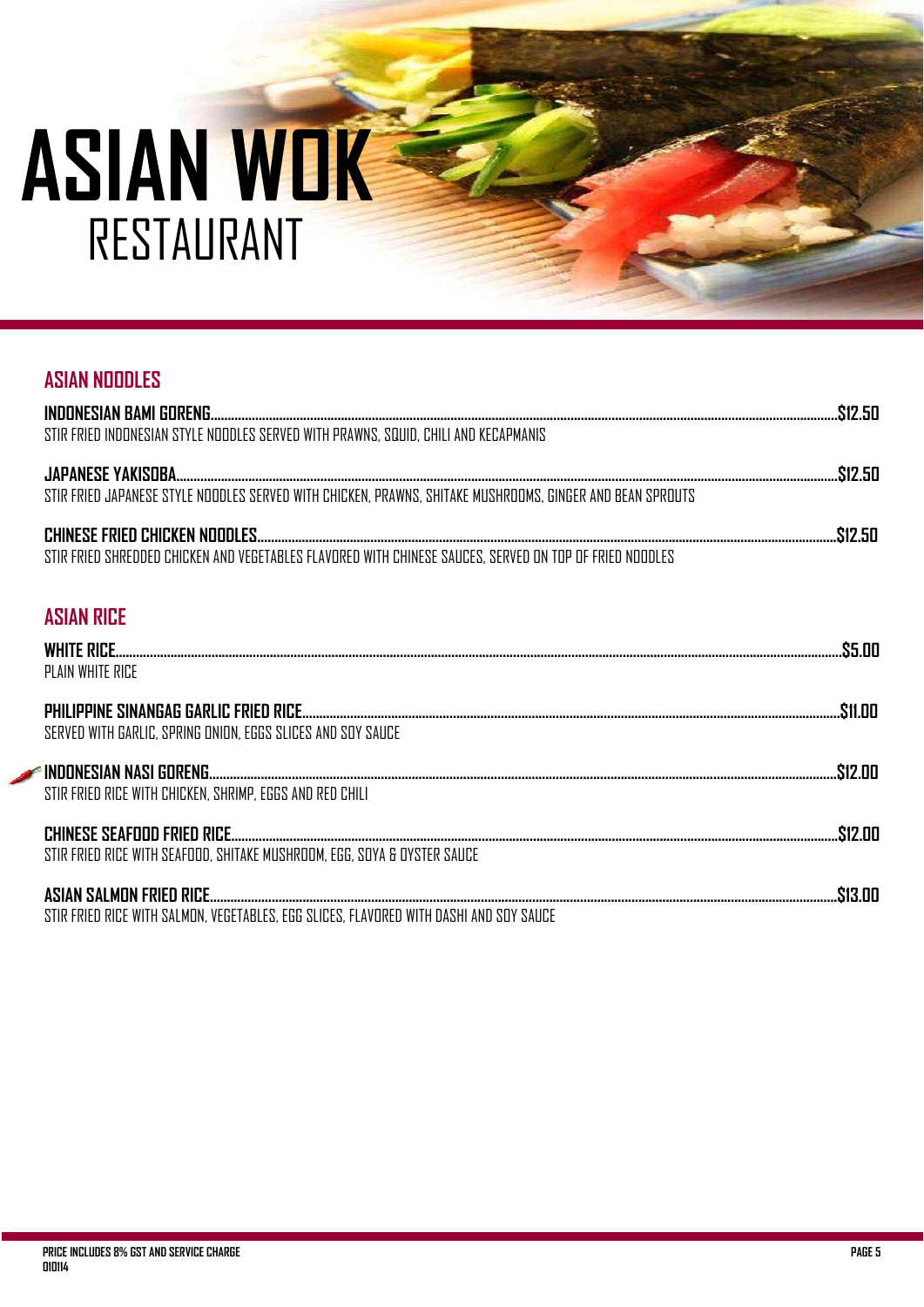# ASIAN WOK
## RESTAURANT

### ASIAN NOODLES

**INDONESIAN BAMI GORENG**.......................................................................................................$12.50
STIR FRIED INDONESIAN STYLE NOODLES SERVED WITH PRAWNS, SQUID, CHILI AND KECAPMANIS

**JAPANESE YAKISOBA**.......................................................................................................$12.50
STIR FRIED JAPANESE STYLE NOODLES SERVED WITH CHICKEN, PRAWNS, SHITAKE MUSHROOMS, GINGER AND BEAN SPROUTS

**CHINESE FRIED CHICKEN NOODLES**.......................................................................................................$12.50
STIR FRIED SHREDDED CHICKEN AND VEGETABLES FLAVORED WITH CHINESE SAUCES, SERVED ON TOP OF FRIED NOODLES

### ASIAN RICE

**WHITE RICE**.......................................................................................................$5.00
PLAIN WHITE RICE

**PHILIPPINE SINANGAG GARLIC FRIED RICE**.......................................................................................................$11.00
SERVED WITH GARLIC, SPRING ONION, EGGS SLICES AND SOY SAUCE

**INDONESIAN NASI GORENG**.......................................................................................................$12.00
STIR FRIED RICE WITH CHICKEN, SHRIMP, EGGS AND RED CHILI

**CHINESE SEAFOOD FRIED RICE**.......................................................................................................$12.00
STIR FRIED RICE WITH SEAFOOD, SHITAKE MUSHROOM, EGG, SOYA & OYSTER SAUCE

**ASIAN SALMON FRIED RICE**.......................................................................................................$13.00
STIR FRIED RICE WITH SALMON, VEGETABLES, EGG SLICES, FLAVORED WITH DASHI AND SOY SAUCE

**PRICE INCLUDES 8% GST AND SERVICE CHARGE**
**010114**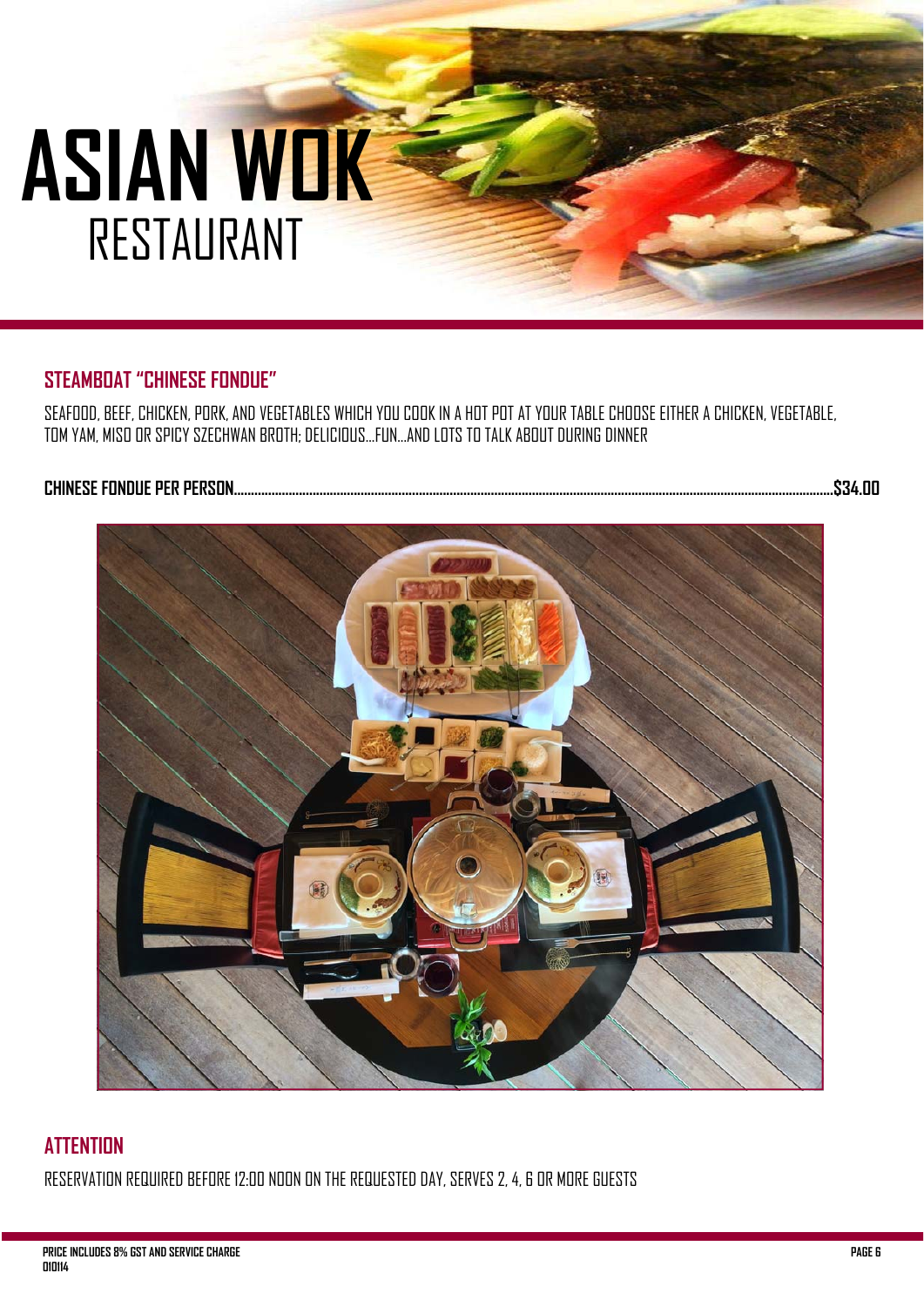# ASIAN WOK RESTAURANT

## STEAMBOAT "CHINESE FONDUE"

SEAFOOD, BEEF, CHICKEN, PORK, AND VEGETABLES WHICH YOU COOK IN A HOT POT AT YOUR TABLE CHOOSE EITHER A CHICKEN, VEGETABLE, TOM YAM, MISO OR SPICY SZECHWAN BROTH; DELICIOUS...FUN...AND LOTS TO TALK ABOUT DURING DINNER

**CHINESE FONDUE PER PERSON............................................................$34.00**

## ATTENTION

RESERVATION REQUIRED BEFORE 12:00 NOON ON THE REQUESTED DAY, SERVES 2, 4, 6 OR MORE GUESTS

**PRICE INCLUDES 8% GST AND SERVICE CHARGE**
**010114**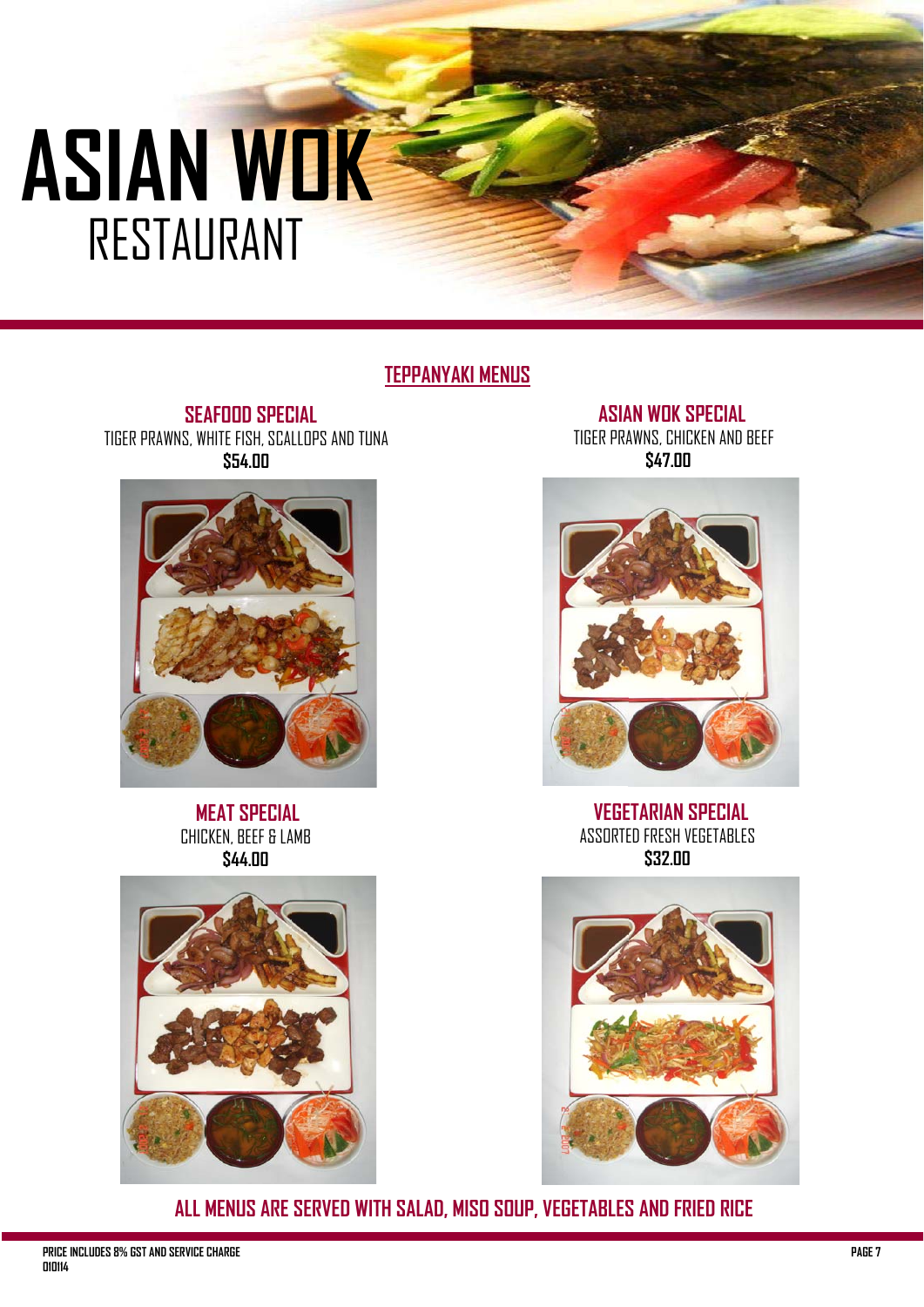# ASIAN WOK RESTAURANT

## TEPPANYAKI MENUS

### SEAFOOD SPECIAL

TIGER PRAWNS, WHITE FISH, SCALLOPS AND TUNA

**$54.00**

### ASIAN WOK SPECIAL

TIGER PRAWNS, CHICKEN AND BEEF

**$47.00**

### MEAT SPECIAL

CHICKEN, BEEF & LAMB

**$44.00**

### VEGETARIAN SPECIAL

ASSORTED FRESH VEGETABLES

**$32.00**

**ALL MENUS ARE SERVED WITH SALAD, MISO SOUP, VEGETABLES AND FRIED RICE**

**PRICE INCLUDES 8% GST AND SERVICE CHARGE**
**010114**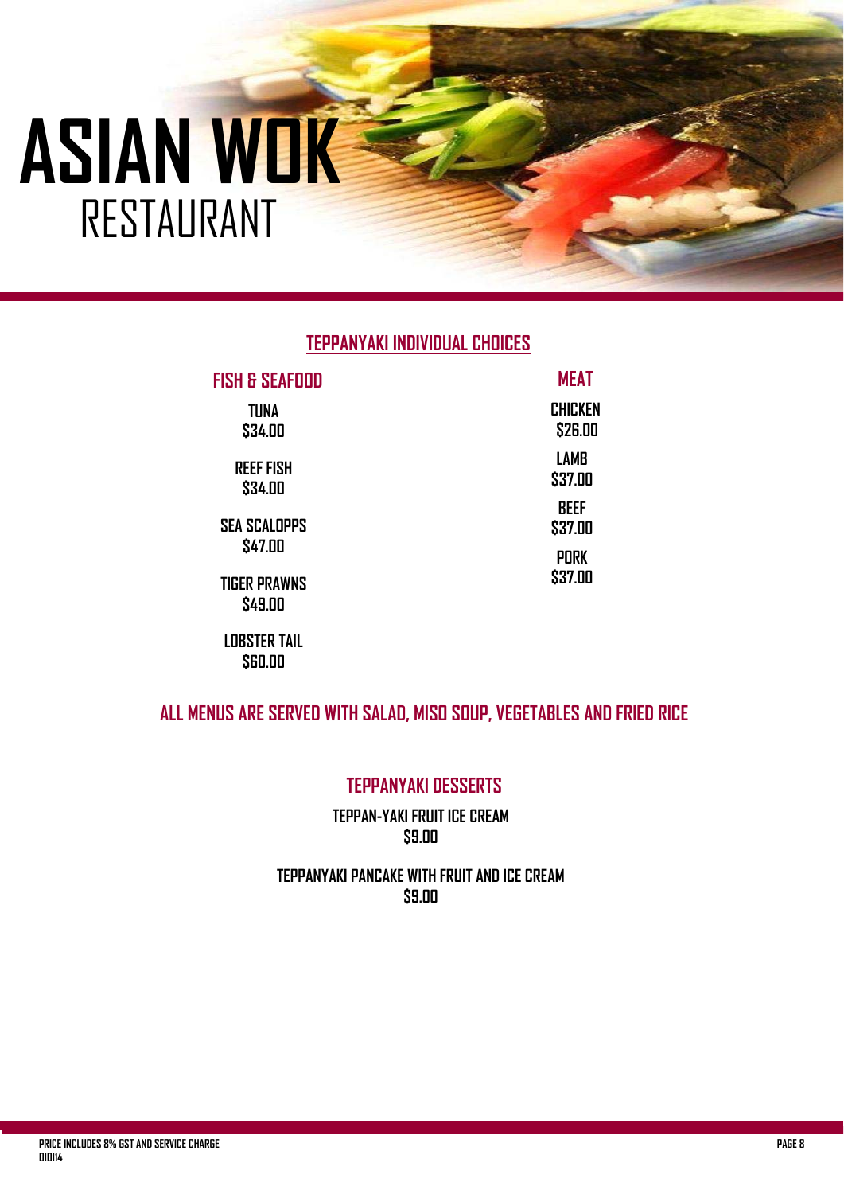# ASIAN WOK
RESTAURANT

## TEPPANYAKI INDIVIDUAL CHOICES

### FISH & SEAFOOD

**TUNA**
**$34.00**

**REEF FISH**
**$34.00**

**SEA SCALOPPS**
**$47.00**

**TIGER PRAWNS**
**$49.00**

**LOBSTER TAIL**
**$60.00**

### MEAT

**CHICKEN**
**$26.00**

**LAMB**
**$37.00**

**BEEF**
**$37.00**

**PORK**
**$37.00**

**ALL MENUS ARE SERVED WITH SALAD, MISO SOUP, VEGETABLES AND FRIED RICE**

## TEPPANYAKI DESSERTS

**TEPPAN-YAKI FRUIT ICE CREAM**
**$9.00**

**TEPPANYAKI PANCAKE WITH FRUIT AND ICE CREAM**
**$9.00**

PRICE INCLUDES 8% GST AND SERVICE CHARGE
010114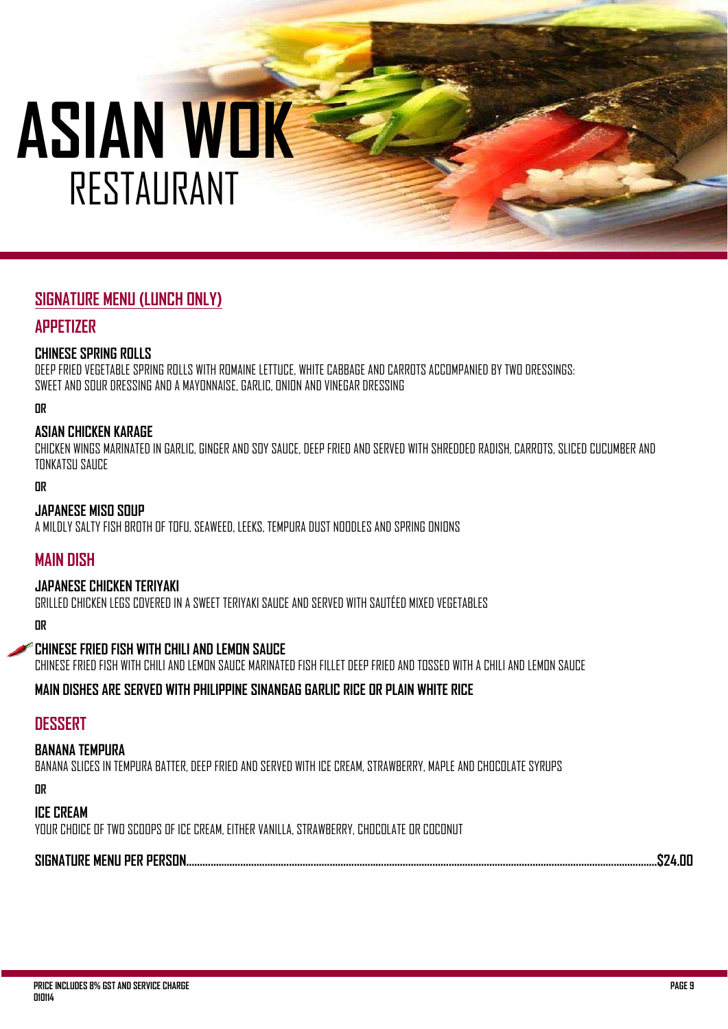# ASIAN WOK RESTAURANT

## SIGNATURE MENU (LUNCH ONLY)

### APPETIZER

**CHINESE SPRING ROLLS**
DEEP FRIED VEGETABLE SPRING ROLLS WITH ROMAINE LETTUCE, WHITE CABBAGE AND CARROTS ACCOMPANIED BY TWO DRESSINGS: SWEET AND SOUR DRESSING AND A MAYONNAISE, GARLIC, ONION AND VINEGAR DRESSING

**OR**

**ASIAN CHICKEN KARAGE**
CHICKEN WINGS MARINATED IN GARLIC, GINGER AND SOY SAUCE, DEEP FRIED AND SERVED WITH SHREDDED RADISH, CARROTS, SLICED CUCUMBER AND TONKATSU SAUCE

**OR**

**JAPANESE MISO SOUP**
A MILDLY SALTY FISH BROTH OF TOFU, SEAWEED, LEEKS, TEMPURA DUST NOODLES AND SPRING ONIONS

### MAIN DISH

**JAPANESE CHICKEN TERIYAKI**
GRILLED CHICKEN LEGS COVERED IN A SWEET TERIYAKI SAUCE AND SERVED WITH SAUTÉED MIXED VEGETABLES

**OR**

**CHINESE FRIED FISH WITH CHILI AND LEMON SAUCE**
CHINESE FRIED FISH WITH CHILI AND LEMON SAUCE MARINATED FISH FILLET DEEP FRIED AND TOSSED WITH A CHILI AND LEMON SAUCE

**MAIN DISHES ARE SERVED WITH PHILIPPINE SINANGAG GARLIC RICE OR PLAIN WHITE RICE**

### DESSERT

**BANANA TEMPURA**
BANANA SLICES IN TEMPURA BATTER, DEEP FRIED AND SERVED WITH ICE CREAM, STRAWBERRY, MAPLE AND CHOCOLATE SYRUPS

**OR**

**ICE CREAM**
YOUR CHOICE OF TWO SCOOPS OF ICE CREAM, EITHER VANILLA, STRAWBERRY, CHOCOLATE OR COCONUT

**SIGNATURE MENU PER PERSON..........$24.00**

PRICE INCLUDES 8% GST AND SERVICE CHARGE
010114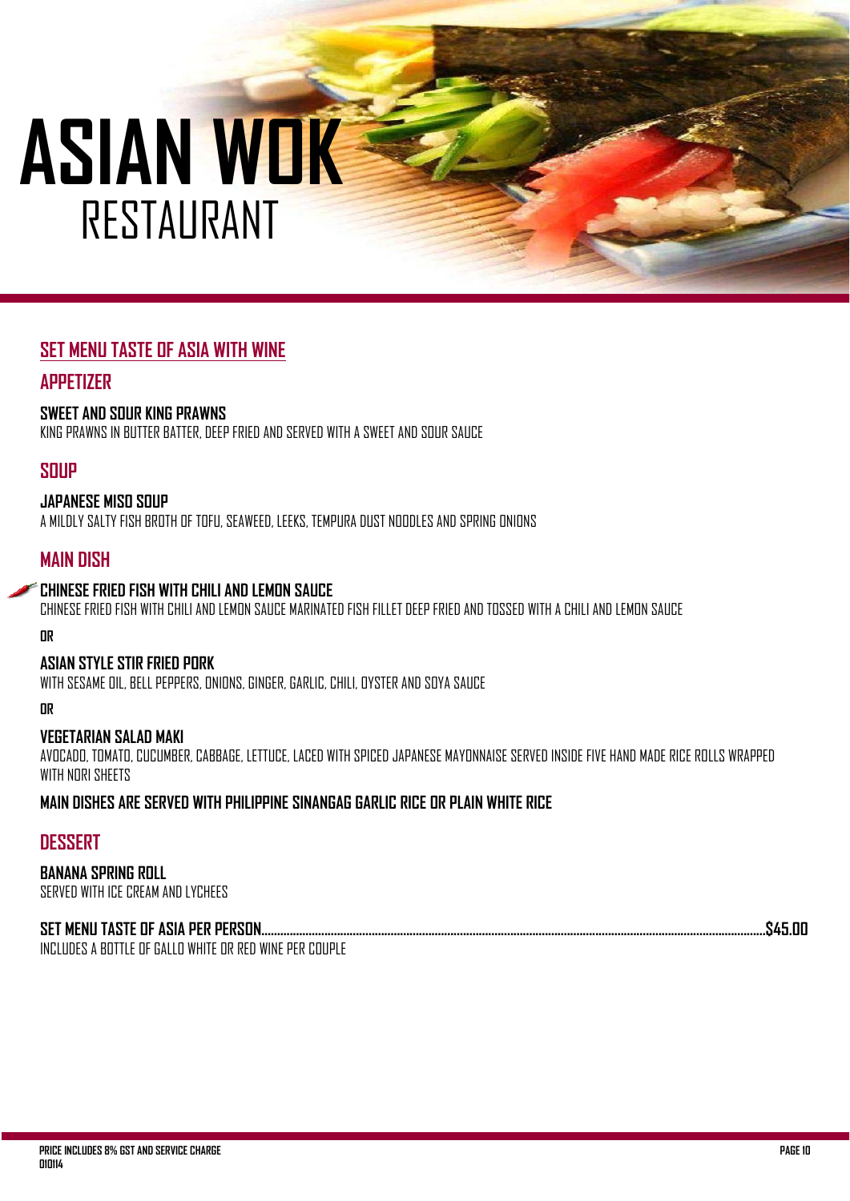# ASIAN WOK
## RESTAURANT

### SET MENU TASTE OF ASIA WITH WINE

### APPETIZER

**SWEET AND SOUR KING PRAWNS**
KING PRAWNS IN BUTTER BATTER, DEEP FRIED AND SERVED WITH A SWEET AND SOUR SAUCE

### SOUP

**JAPANESE MISO SOUP**
A MILDLY SALTY FISH BROTH OF TOFU, SEAWEED, LEEKS, TEMPURA DUST NOODLES AND SPRING ONIONS

### MAIN DISH

**CHINESE FRIED FISH WITH CHILI AND LEMON SAUCE**
CHINESE FRIED FISH WITH CHILI AND LEMON SAUCE MARINATED FISH FILLET DEEP FRIED AND TOSSED WITH A CHILI AND LEMON SAUCE

**OR**

**ASIAN STYLE STIR FRIED PORK**
WITH SESAME OIL, BELL PEPPERS, ONIONS, GINGER, GARLIC, CHILI, OYSTER AND SOYA SAUCE

**OR**

**VEGETARIAN SALAD MAKI**
AVOCADO, TOMATO, CUCUMBER, CABBAGE, LETTUCE, LACED WITH SPICED JAPANESE MAYONNAISE SERVED INSIDE FIVE HAND MADE RICE ROLLS WRAPPED WITH NORI SHEETS

**MAIN DISHES ARE SERVED WITH PHILIPPINE SINANGAG GARLIC RICE OR PLAIN WHITE RICE**

### DESSERT

**BANANA SPRING ROLL**
SERVED WITH ICE CREAM AND LYCHEES

**SET MENU TASTE OF ASIA PER PERSON........................................$45.00**
INCLUDES A BOTTLE OF GALLO WHITE OR RED WINE PER COUPLE

**PRICE INCLUDES 8% GST AND SERVICE CHARGE**
**010114**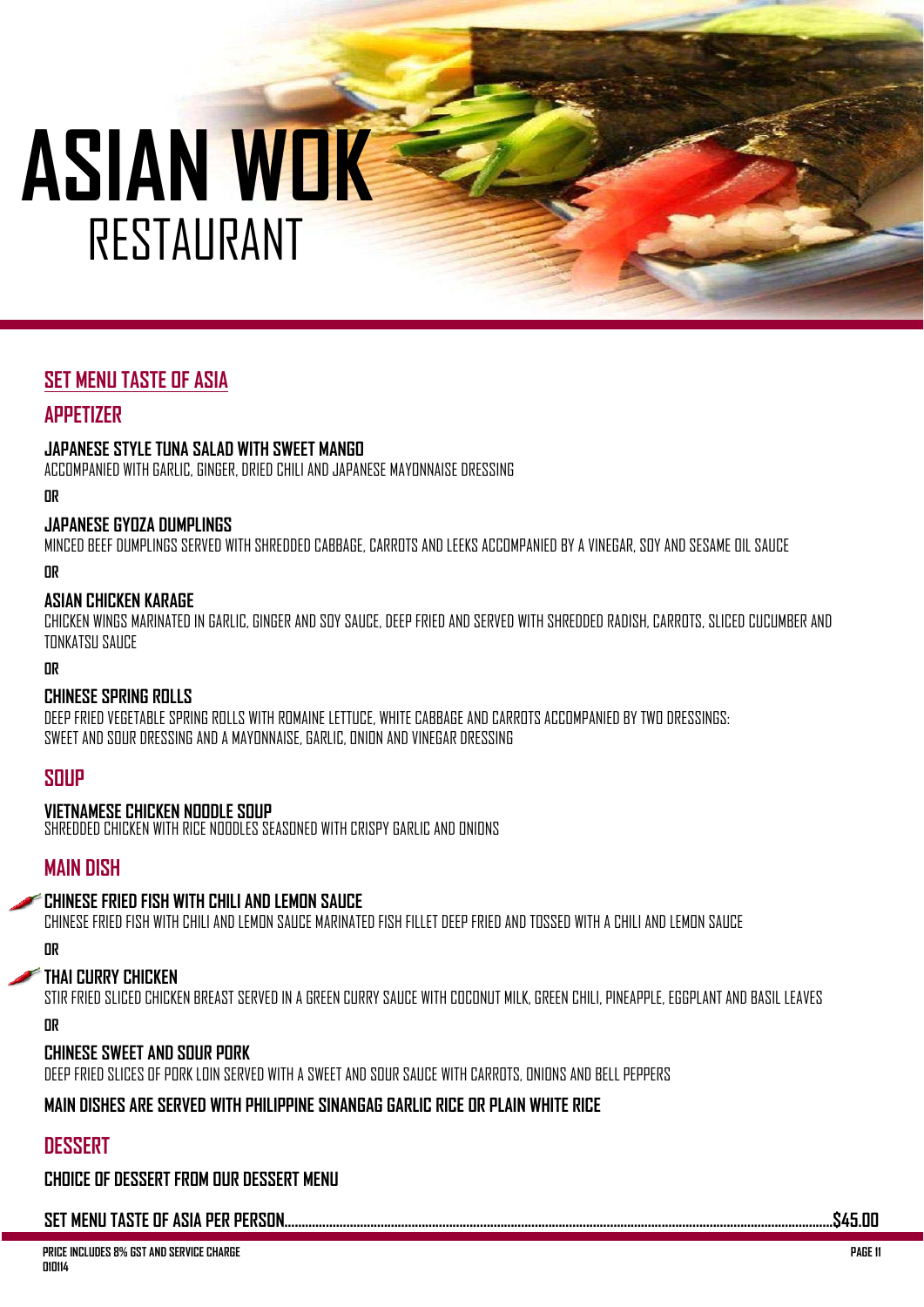# ASIAN WOK
RESTAURANT

## SET MENU TASTE OF ASIA

### APPETIZER

**JAPANESE STYLE TUNA SALAD WITH SWEET MANGO**
ACCOMPANIED WITH GARLIC, GINGER, DRIED CHILI AND JAPANESE MAYONNAISE DRESSING

**OR**

**JAPANESE GYOZA DUMPLINGS**
MINCED BEEF DUMPLINGS SERVED WITH SHREDDED CABBAGE, CARROTS AND LEEKS ACCOMPANIED BY A VINEGAR, SOY AND SESAME OIL SAUCE

**OR**

**ASIAN CHICKEN KARAGE**
CHICKEN WINGS MARINATED IN GARLIC, GINGER AND SOY SAUCE, DEEP FRIED AND SERVED WITH SHREDDED RADISH, CARROTS, SLICED CUCUMBER AND TONKATSU SAUCE

**OR**

**CHINESE SPRING ROLLS**
DEEP FRIED VEGETABLE SPRING ROLLS WITH ROMAINE LETTUCE, WHITE CABBAGE AND CARROTS ACCOMPANIED BY TWO DRESSINGS:
SWEET AND SOUR DRESSING AND A MAYONNAISE, GARLIC, ONION AND VINEGAR DRESSING

### SOUP

**VIETNAMESE CHICKEN NOODLE SOUP**
SHREDDED CHICKEN WITH RICE NOODLES SEASONED WITH CRISPY GARLIC AND ONIONS

### MAIN DISH

**CHINESE FRIED FISH WITH CHILI AND LEMON SAUCE**
CHINESE FRIED FISH WITH CHILI AND LEMON SAUCE MARINATED FISH FILLET DEEP FRIED AND TOSSED WITH A CHILI AND LEMON SAUCE

**OR**

**THAI CURRY CHICKEN**
STIR FRIED SLICED CHICKEN BREAST SERVED IN A GREEN CURRY SAUCE WITH COCONUT MILK, GREEN CHILI, PINEAPPLE, EGGPLANT AND BASIL LEAVES

**OR**

**CHINESE SWEET AND SOUR PORK**
DEEP FRIED SLICES OF PORK LOIN SERVED WITH A SWEET AND SOUR SAUCE WITH CARROTS, ONIONS AND BELL PEPPERS

**MAIN DISHES ARE SERVED WITH PHILIPPINE SINANGAG GARLIC RICE OR PLAIN WHITE RICE**

### DESSERT

**CHOICE OF DESSERT FROM OUR DESSERT MENU**

**SET MENU TASTE OF ASIA PER PERSON..........$45.00**

**PRICE INCLUDES 8% GST AND SERVICE CHARGE**
**010114**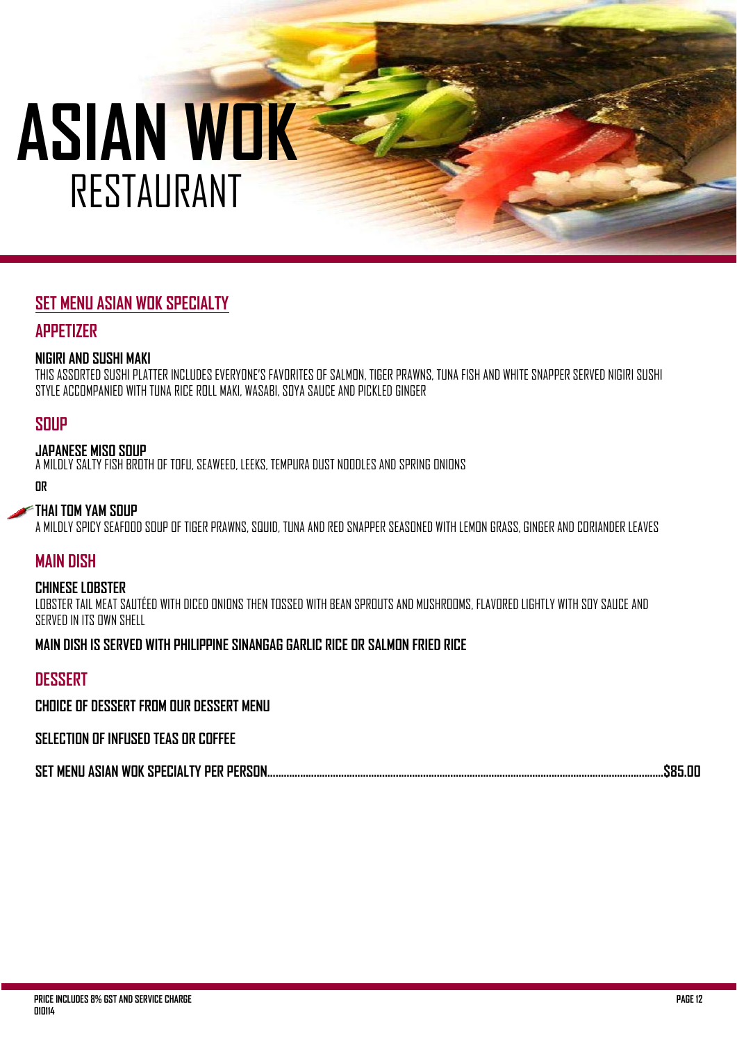# ASIAN WOK RESTAURANT

## SET MENU ASIAN WOK SPECIALTY

### APPETIZER

**NIGIRI AND SUSHI MAKI**
THIS ASSORTED SUSHI PLATTER INCLUDES EVERYONE'S FAVORITES OF SALMON, TIGER PRAWNS, TUNA FISH AND WHITE SNAPPER SERVED NIGIRI SUSHI STYLE ACCOMPANIED WITH TUNA RICE ROLL MAKI, WASABI, SOYA SAUCE AND PICKLED GINGER

### SOUP

**JAPANESE MISO SOUP**
A MILDLY SALTY FISH BROTH OF TOFU, SEAWEED, LEEKS, TEMPURA DUST NOODLES AND SPRING ONIONS

**OR**

**THAI TOM YAM SOUP**
A MILDLY SPICY SEAFOOD SOUP OF TIGER PRAWNS, SQUID, TUNA AND RED SNAPPER SEASONED WITH LEMON GRASS, GINGER AND CORIANDER LEAVES

### MAIN DISH

**CHINESE LOBSTER**
LOBSTER TAIL MEAT SAUTÉED WITH DICED ONIONS THEN TOSSED WITH BEAN SPROUTS AND MUSHROOMS, FLAVORED LIGHTLY WITH SOY SAUCE AND SERVED IN ITS OWN SHELL

**MAIN DISH IS SERVED WITH PHILIPPINE SINANGAG GARLIC RICE OR SALMON FRIED RICE**

### DESSERT

**CHOICE OF DESSERT FROM OUR DESSERT MENU**

**SELECTION OF INFUSED TEAS OR COFFEE**

**SET MENU ASIAN WOK SPECIALTY PER PERSON........................................$85.00**

**PRICE INCLUDES 8% GST AND SERVICE CHARGE**
**010114**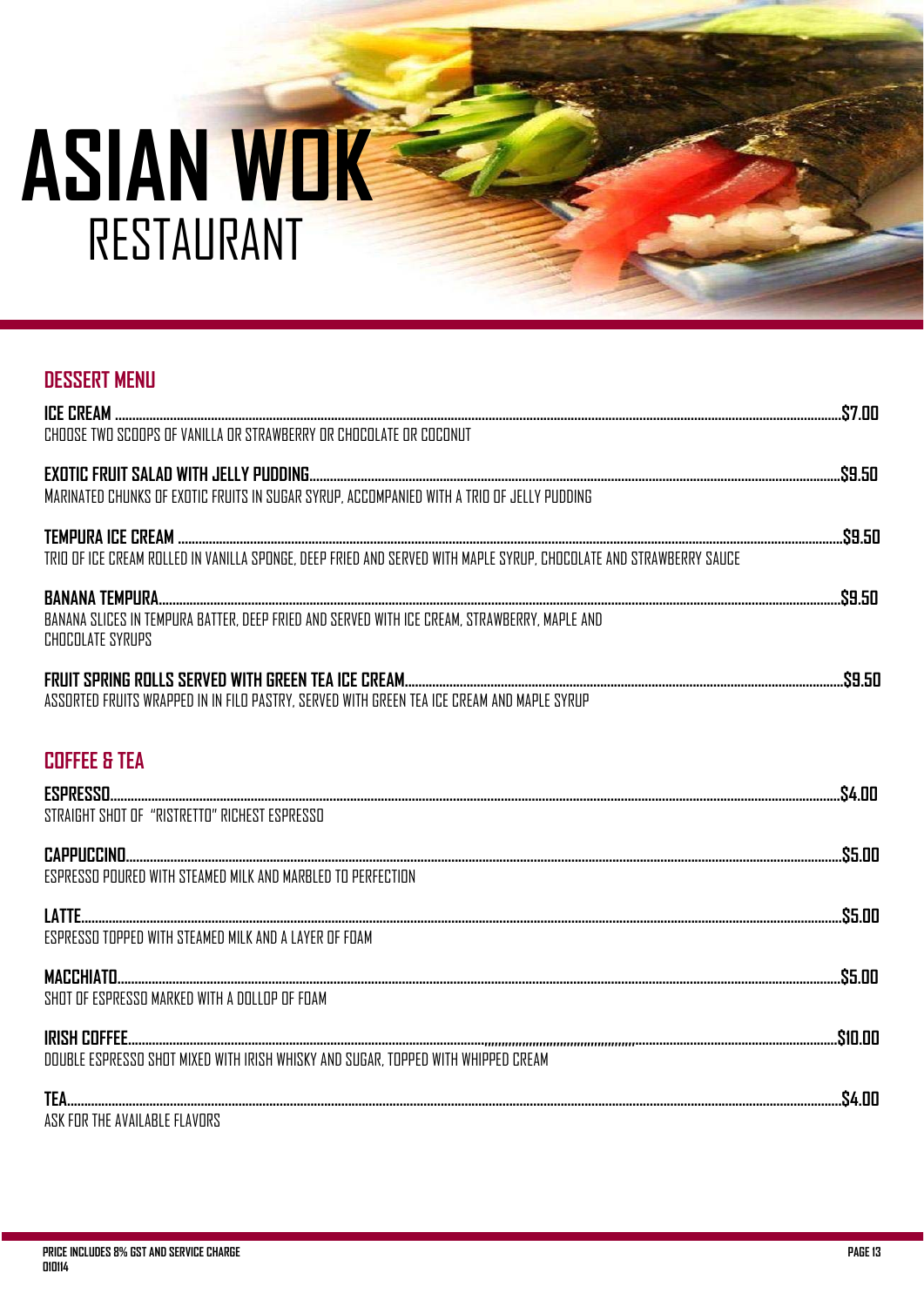# ASIAN WOK
RESTAURANT

## DESSERT MENU

**ICE CREAM** .......... **$7.00**
CHOOSE TWO SCOOPS OF VANILLA OR STRAWBERRY OR CHOCOLATE OR COCONUT

**EXOTIC FRUIT SALAD WITH JELLY PUDDING** .......... **$9.50**
MARINATED CHUNKS OF EXOTIC FRUITS IN SUGAR SYRUP, ACCOMPANIED WITH A TRIO OF JELLY PUDDING

**TEMPURA ICE CREAM** .......... **$9.50**
TRIO OF ICE CREAM ROLLED IN VANILLA SPONGE, DEEP FRIED AND SERVED WITH MAPLE SYRUP, CHOCOLATE AND STRAWBERRY SAUCE

**BANANA TEMPURA** .......... **$9.50**
BANANA SLICES IN TEMPURA BATTER, DEEP FRIED AND SERVED WITH ICE CREAM, STRAWBERRY, MAPLE AND CHOCOLATE SYRUPS

**FRUIT SPRING ROLLS SERVED WITH GREEN TEA ICE CREAM** .......... **$9.50**
ASSORTED FRUITS WRAPPED IN IN FILO PASTRY, SERVED WITH GREEN TEA ICE CREAM AND MAPLE SYRUP

## COFFEE & TEA

**ESPRESSO** .......... **$4.00**
STRAIGHT SHOT OF "RISTRETTO" RICHEST ESPRESSO

**CAPPUCCINO** .......... **$5.00**
ESPRESSO POURED WITH STEAMED MILK AND MARBLED TO PERFECTION

**LATTE** .......... **$5.00**
ESPRESSO TOPPED WITH STEAMED MILK AND A LAYER OF FOAM

**MACCHIATO** .......... **$5.00**
SHOT OF ESPRESSO MARKED WITH A DOLLOP OF FOAM

**IRISH COFFEE** .......... **$10.00**
DOUBLE ESPRESSO SHOT MIXED WITH IRISH WHISKY AND SUGAR, TOPPED WITH WHIPPED CREAM

**TEA** .......... **$4.00**
ASK FOR THE AVAILABLE FLAVORS

**PRICE INCLUDES 8% GST AND SERVICE CHARGE**
**010114**